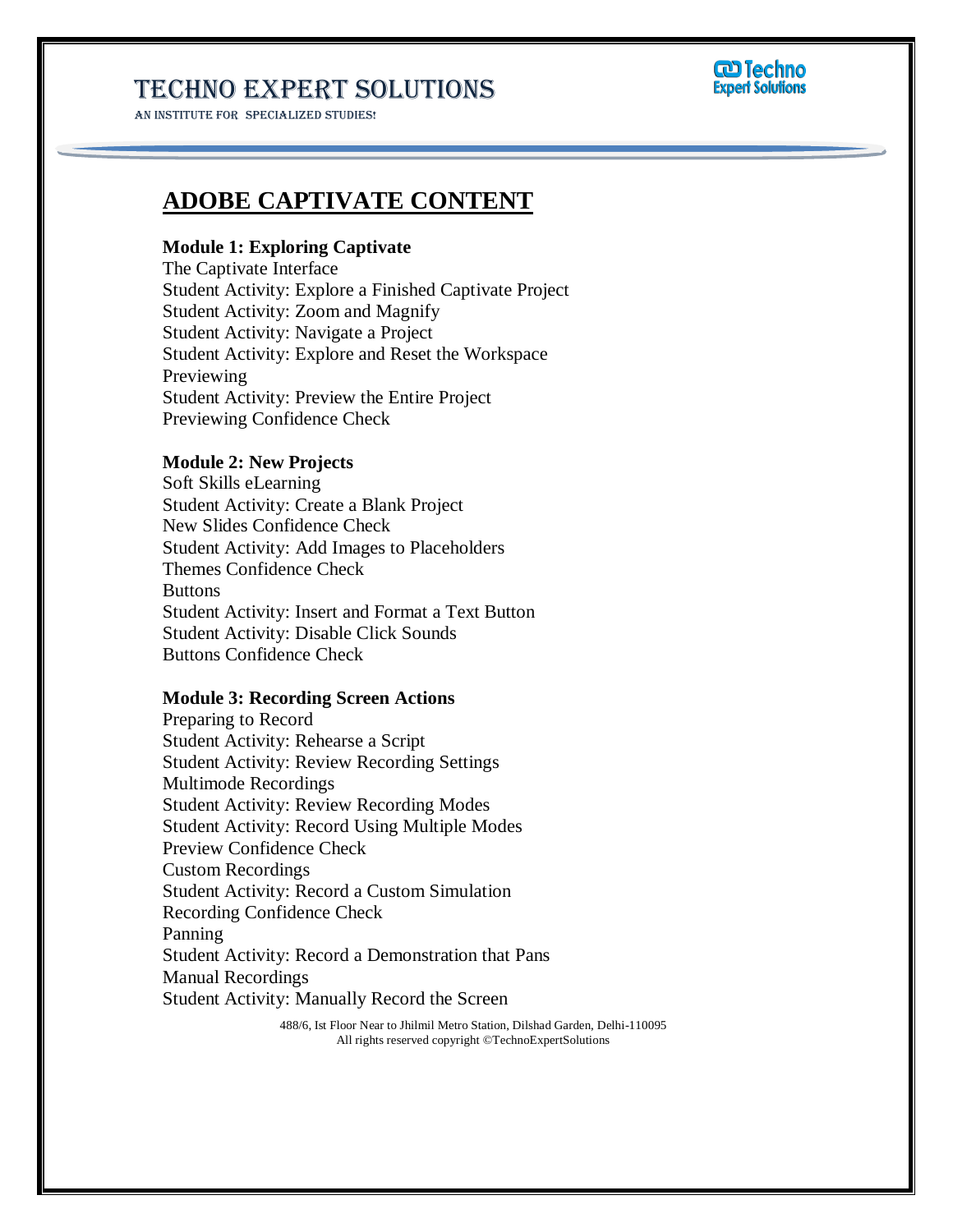# ADOBE CAPTIVATE CONTENT

**Module 1: Exploring Captivate**

The Captivate Interface
Student Activity: Explore a Finished Captivate Project
Student Activity: Zoom and Magnify
Student Activity: Navigate a Project
Student Activity: Explore and Reset the Workspace
Previewing
Student Activity: Preview the Entire Project
Previewing Confidence Check

**Module 2: New Projects**

Soft Skills eLearning
Student Activity: Create a Blank Project
New Slides Confidence Check
Student Activity: Add Images to Placeholders
Themes Confidence Check
Buttons
Student Activity: Insert and Format a Text Button
Student Activity: Disable Click Sounds
Buttons Confidence Check

**Module 3: Recording Screen Actions**

Preparing to Record
Student Activity: Rehearse a Script
Student Activity: Review Recording Settings
Multimode Recordings
Student Activity: Review Recording Modes
Student Activity: Record Using Multiple Modes
Preview Confidence Check
Custom Recordings
Student Activity: Record a Custom Simulation
Recording Confidence Check
Panning
Student Activity: Record a Demonstration that Pans
Manual Recordings
Student Activity: Manually Record the Screen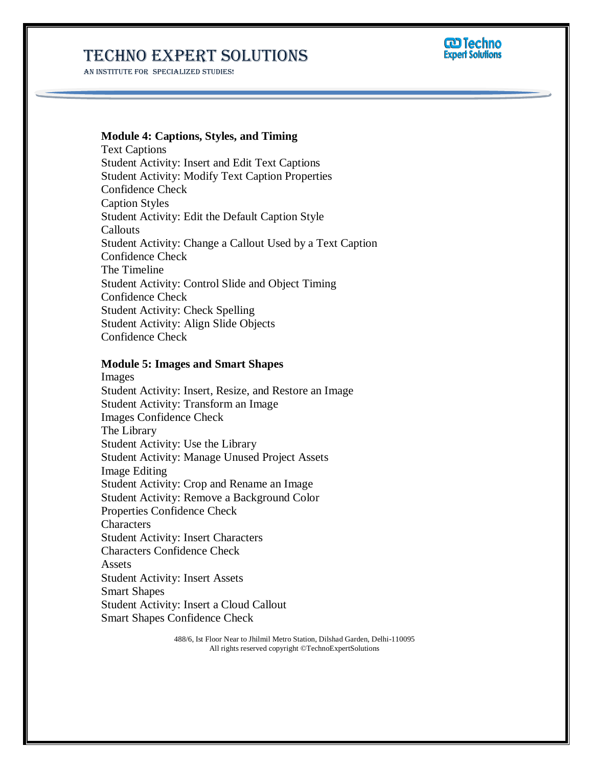**Module 4: Captions, Styles, and Timing**

Text Captions
Student Activity: Insert and Edit Text Captions
Student Activity: Modify Text Caption Properties
Confidence Check
Caption Styles
Student Activity: Edit the Default Caption Style
Callouts
Student Activity: Change a Callout Used by a Text Caption
Confidence Check
The Timeline
Student Activity: Control Slide and Object Timing
Confidence Check
Student Activity: Check Spelling
Student Activity: Align Slide Objects
Confidence Check

**Module 5: Images and Smart Shapes**

Images
Student Activity: Insert, Resize, and Restore an Image
Student Activity: Transform an Image
Images Confidence Check
The Library
Student Activity: Use the Library
Student Activity: Manage Unused Project Assets
Image Editing
Student Activity: Crop and Rename an Image
Student Activity: Remove a Background Color
Properties Confidence Check
Characters
Student Activity: Insert Characters
Characters Confidence Check
Assets
Student Activity: Insert Assets
Smart Shapes
Student Activity: Insert a Cloud Callout
Smart Shapes Confidence Check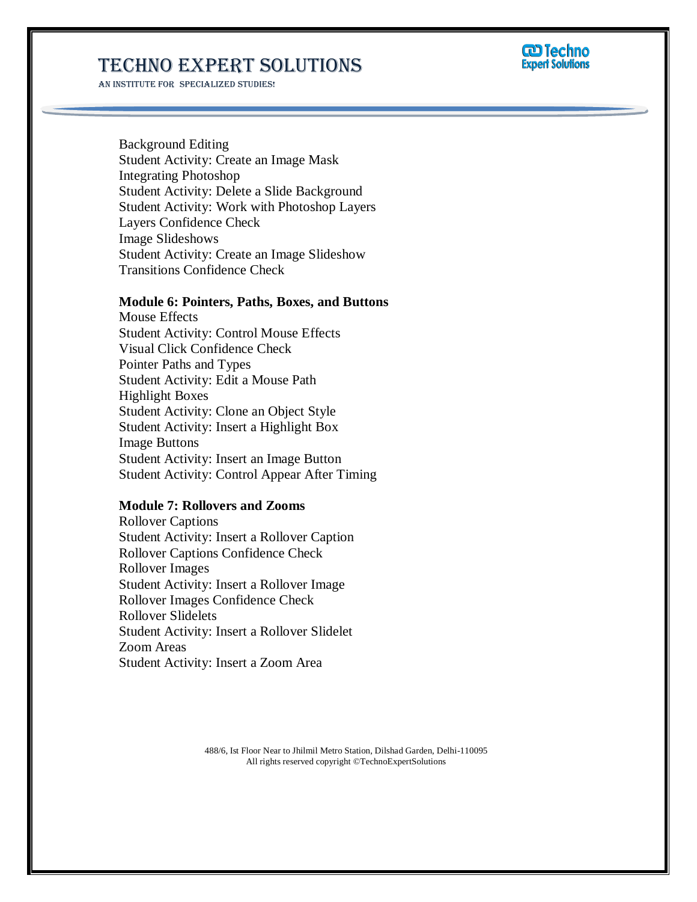Background Editing
Student Activity: Create an Image Mask
Integrating Photoshop
Student Activity: Delete a Slide Background
Student Activity: Work with Photoshop Layers
Layers Confidence Check
Image Slideshows
Student Activity: Create an Image Slideshow
Transitions Confidence Check

**Module 6: Pointers, Paths, Boxes, and Buttons**

Mouse Effects
Student Activity: Control Mouse Effects
Visual Click Confidence Check
Pointer Paths and Types
Student Activity: Edit a Mouse Path
Highlight Boxes
Student Activity: Clone an Object Style
Student Activity: Insert a Highlight Box
Image Buttons
Student Activity: Insert an Image Button
Student Activity: Control Appear After Timing

**Module 7: Rollovers and Zooms**

Rollover Captions
Student Activity: Insert a Rollover Caption
Rollover Captions Confidence Check
Rollover Images
Student Activity: Insert a Rollover Image
Rollover Images Confidence Check
Rollover Slidelets
Student Activity: Insert a Rollover Slidelet
Zoom Areas
Student Activity: Insert a Zoom Area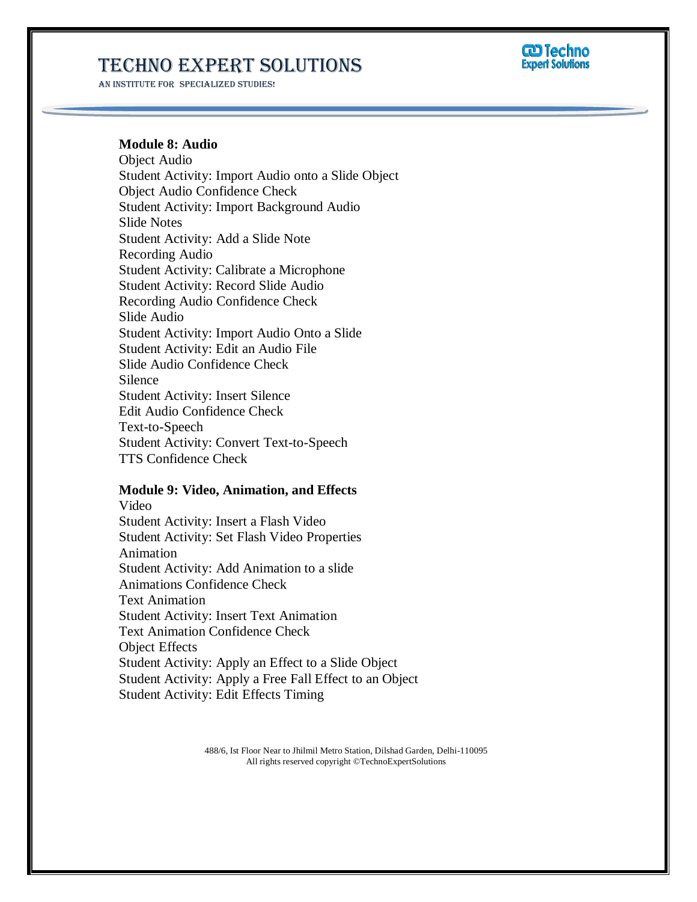**Module 8: Audio**

Object Audio
Student Activity: Import Audio onto a Slide Object
Object Audio Confidence Check
Student Activity: Import Background Audio
Slide Notes
Student Activity: Add a Slide Note
Recording Audio
Student Activity: Calibrate a Microphone
Student Activity: Record Slide Audio
Recording Audio Confidence Check
Slide Audio
Student Activity: Import Audio Onto a Slide
Student Activity: Edit an Audio File
Slide Audio Confidence Check
Silence
Student Activity: Insert Silence
Edit Audio Confidence Check
Text-to-Speech
Student Activity: Convert Text-to-Speech
TTS Confidence Check

**Module 9: Video, Animation, and Effects**

Video
Student Activity: Insert a Flash Video
Student Activity: Set Flash Video Properties
Animation
Student Activity: Add Animation to a slide
Animations Confidence Check
Text Animation
Student Activity: Insert Text Animation
Text Animation Confidence Check
Object Effects
Student Activity: Apply an Effect to a Slide Object
Student Activity: Apply a Free Fall Effect to an Object
Student Activity: Edit Effects Timing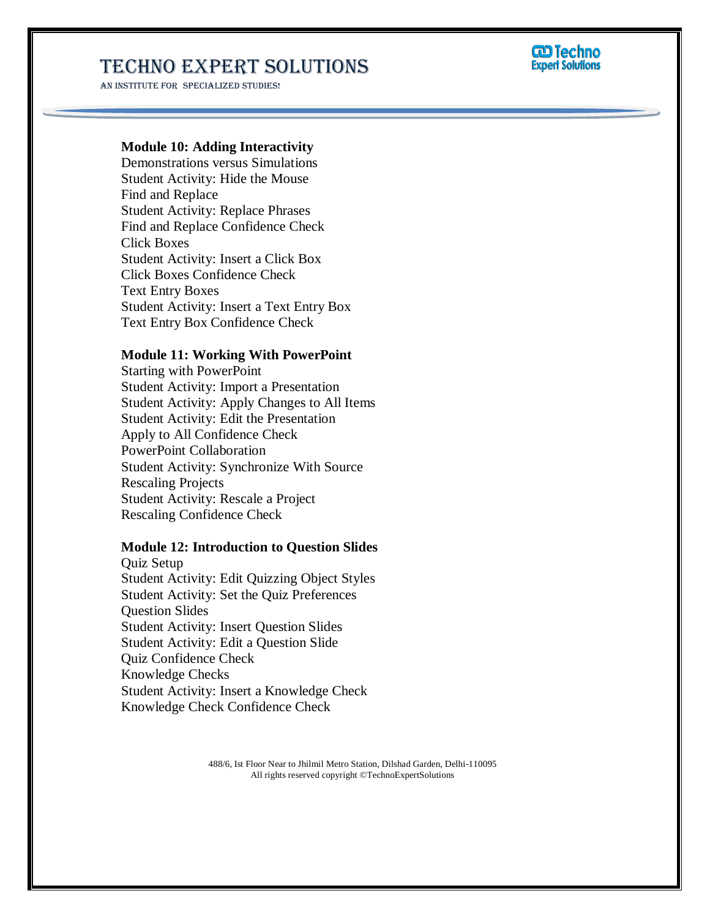**Module 10: Adding Interactivity**

Demonstrations versus Simulations
Student Activity: Hide the Mouse
Find and Replace
Student Activity: Replace Phrases
Find and Replace Confidence Check
Click Boxes
Student Activity: Insert a Click Box
Click Boxes Confidence Check
Text Entry Boxes
Student Activity: Insert a Text Entry Box
Text Entry Box Confidence Check

**Module 11: Working With PowerPoint**

Starting with PowerPoint
Student Activity: Import a Presentation
Student Activity: Apply Changes to All Items
Student Activity: Edit the Presentation
Apply to All Confidence Check
PowerPoint Collaboration
Student Activity: Synchronize With Source
Rescaling Projects
Student Activity: Rescale a Project
Rescaling Confidence Check

**Module 12: Introduction to Question Slides**

Quiz Setup
Student Activity: Edit Quizzing Object Styles
Student Activity: Set the Quiz Preferences
Question Slides
Student Activity: Insert Question Slides
Student Activity: Edit a Question Slide
Quiz Confidence Check
Knowledge Checks
Student Activity: Insert a Knowledge Check
Knowledge Check Confidence Check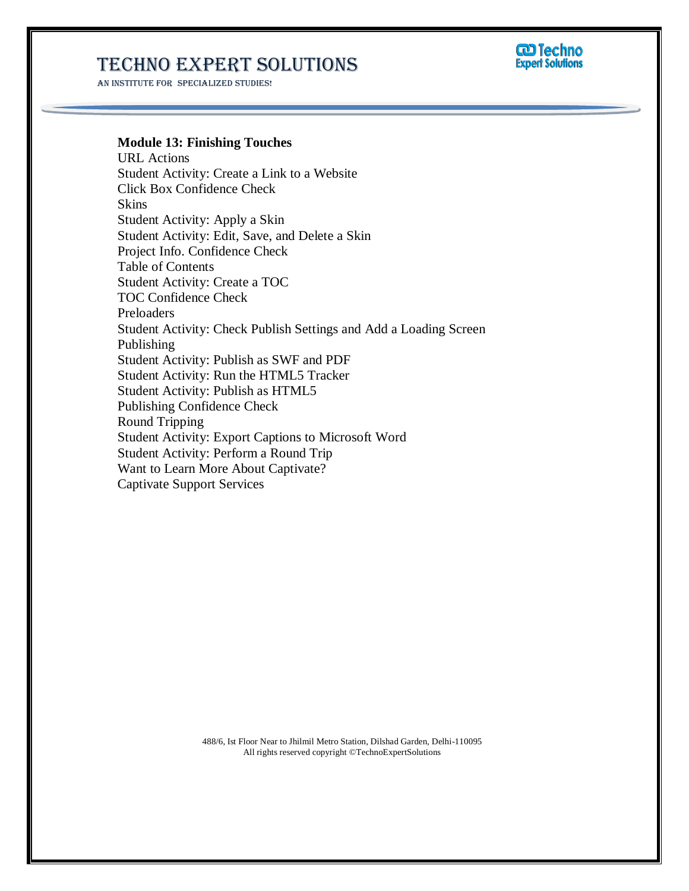**Module 13: Finishing Touches**

URL Actions
Student Activity: Create a Link to a Website
Click Box Confidence Check
Skins
Student Activity: Apply a Skin
Student Activity: Edit, Save, and Delete a Skin
Project Info. Confidence Check
Table of Contents
Student Activity: Create a TOC
TOC Confidence Check
Preloaders
Student Activity: Check Publish Settings and Add a Loading Screen
Publishing
Student Activity: Publish as SWF and PDF
Student Activity: Run the HTML5 Tracker
Student Activity: Publish as HTML5
Publishing Confidence Check
Round Tripping
Student Activity: Export Captions to Microsoft Word
Student Activity: Perform a Round Trip
Want to Learn More About Captivate?
Captivate Support Services